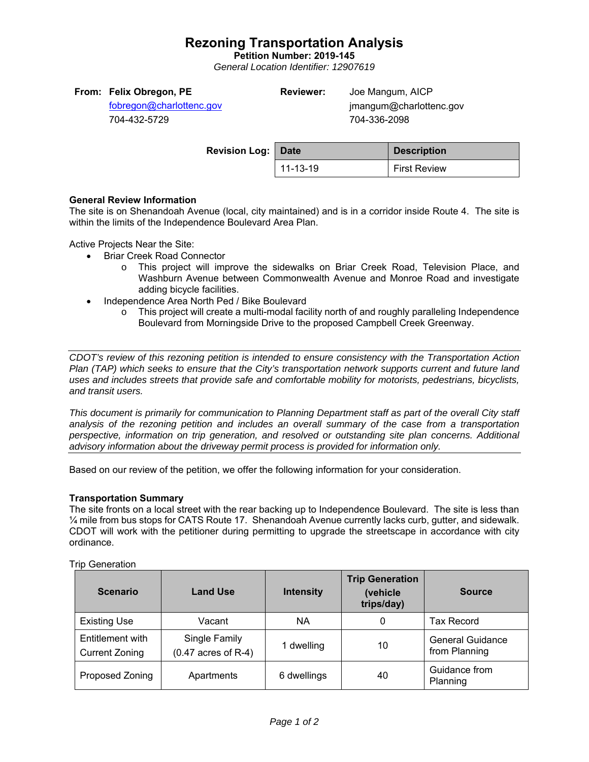# Rezoning Transportation Analysis

**Petition Number: 2019-145**

*General Location Identifier: 12907619*

**From:** **Felix Obregon, PE**
fobregon@charlottenc.gov
704-432-5729

**Reviewer:** Joe Mangum, AICP
jmangum@charlottenc.gov
704-336-2098

**Revision Log:**

| Date | Description |
|---|---|
| 11-13-19 | First Review |

**General Review Information**

The site is on Shenandoah Avenue (local, city maintained) and is in a corridor inside Route 4. The site is within the limits of the Independence Boulevard Area Plan.

Active Projects Near the Site:

- Briar Creek Road Connector
    - This project will improve the sidewalks on Briar Creek Road, Television Place, and Washburn Avenue between Commonwealth Avenue and Monroe Road and investigate adding bicycle facilities.
- Independence Area North Ped / Bike Boulevard
    - This project will create a multi-modal facility north of and roughly paralleling Independence Boulevard from Morningside Drive to the proposed Campbell Creek Greenway.

*CDOT's review of this rezoning petition is intended to ensure consistency with the Transportation Action Plan (TAP) which seeks to ensure that the City's transportation network supports current and future land uses and includes streets that provide safe and comfortable mobility for motorists, pedestrians, bicyclists, and transit users.*

*This document is primarily for communication to Planning Department staff as part of the overall City staff analysis of the rezoning petition and includes an overall summary of the case from a transportation perspective, information on trip generation, and resolved or outstanding site plan concerns. Additional advisory information about the driveway permit process is provided for information only.*

Based on our review of the petition, we offer the following information for your consideration.

**Transportation Summary**

The site fronts on a local street with the rear backing up to Independence Boulevard. The site is less than ¼ mile from bus stops for CATS Route 17. Shenandoah Avenue currently lacks curb, gutter, and sidewalk. CDOT will work with the petitioner during permitting to upgrade the streetscape in accordance with city ordinance.

Trip Generation

| Scenario | Land Use | Intensity | Trip Generation (vehicle trips/day) | Source |
|---|---|---|---|---|
| Existing Use | Vacant | NA | 0 | Tax Record |
| Entitlement with Current Zoning | Single Family (0.47 acres of R-4) | 1 dwelling | 10 | General Guidance from Planning |
| Proposed Zoning | Apartments | 6 dwellings | 40 | Guidance from Planning |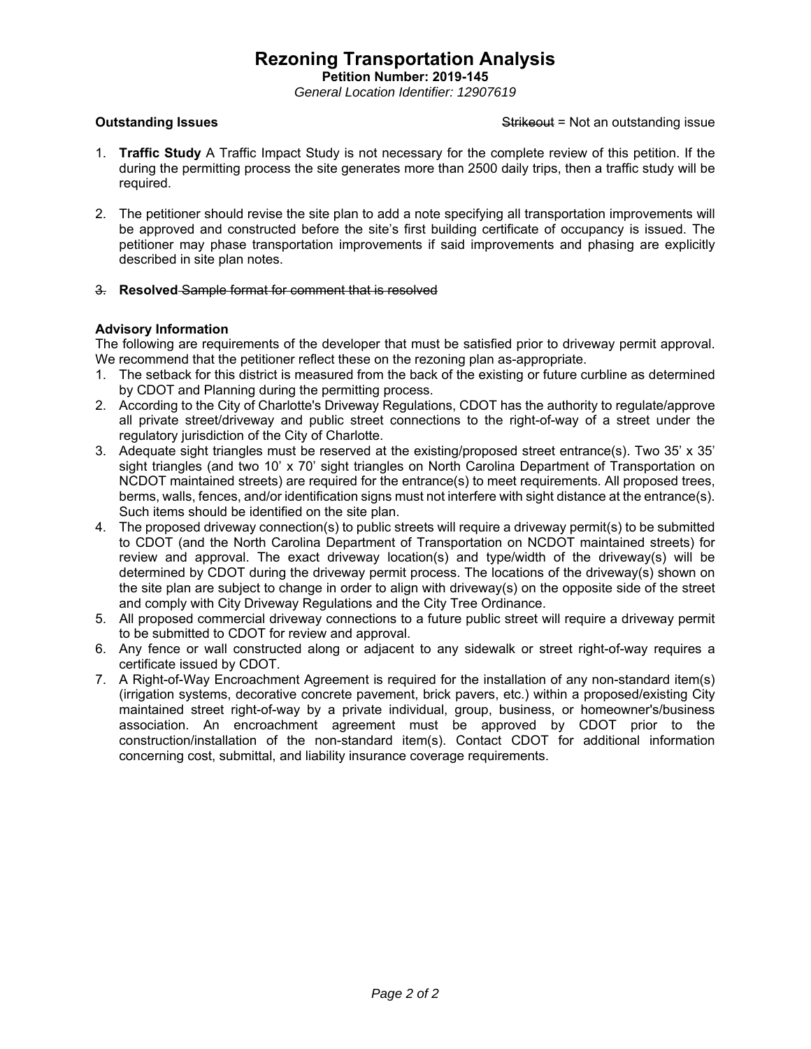# Rezoning Transportation Analysis

**Petition Number: 2019-145**

*General Location Identifier: 12907619*

**Outstanding Issues** ~~Strikeout~~ = Not an outstanding issue

1. **Traffic Study** A Traffic Impact Study is not necessary for the complete review of this petition. If the during the permitting process the site generates more than 2500 daily trips, then a traffic study will be required.

2. The petitioner should revise the site plan to add a note specifying all transportation improvements will be approved and constructed before the site's first building certificate of occupancy is issued. The petitioner may phase transportation improvements if said improvements and phasing are explicitly described in site plan notes.

3. ~~**Resolved** Sample format for comment that is resolved~~

**Advisory Information**

The following are requirements of the developer that must be satisfied prior to driveway permit approval. We recommend that the petitioner reflect these on the rezoning plan as-appropriate.

1. The setback for this district is measured from the back of the existing or future curbline as determined by CDOT and Planning during the permitting process.
2. According to the City of Charlotte's Driveway Regulations, CDOT has the authority to regulate/approve all private street/driveway and public street connections to the right-of-way of a street under the regulatory jurisdiction of the City of Charlotte.
3. Adequate sight triangles must be reserved at the existing/proposed street entrance(s). Two 35' x 35' sight triangles (and two 10' x 70' sight triangles on North Carolina Department of Transportation on NCDOT maintained streets) are required for the entrance(s) to meet requirements. All proposed trees, berms, walls, fences, and/or identification signs must not interfere with sight distance at the entrance(s). Such items should be identified on the site plan.
4. The proposed driveway connection(s) to public streets will require a driveway permit(s) to be submitted to CDOT (and the North Carolina Department of Transportation on NCDOT maintained streets) for review and approval. The exact driveway location(s) and type/width of the driveway(s) will be determined by CDOT during the driveway permit process. The locations of the driveway(s) shown on the site plan are subject to change in order to align with driveway(s) on the opposite side of the street and comply with City Driveway Regulations and the City Tree Ordinance.
5. All proposed commercial driveway connections to a future public street will require a driveway permit to be submitted to CDOT for review and approval.
6. Any fence or wall constructed along or adjacent to any sidewalk or street right-of-way requires a certificate issued by CDOT.
7. A Right-of-Way Encroachment Agreement is required for the installation of any non-standard item(s) (irrigation systems, decorative concrete pavement, brick pavers, etc.) within a proposed/existing City maintained street right-of-way by a private individual, group, business, or homeowner's/business association. An encroachment agreement must be approved by CDOT prior to the construction/installation of the non-standard item(s). Contact CDOT for additional information concerning cost, submittal, and liability insurance coverage requirements.